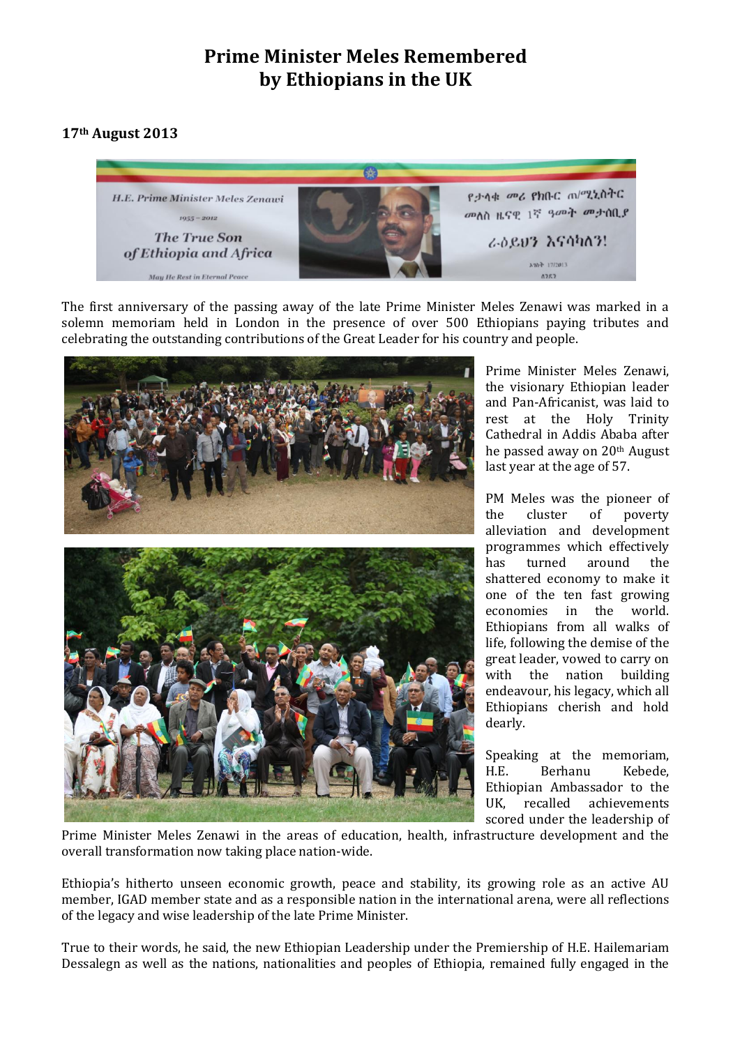# Prime Minister Meles Remembered by Ethiopians in the UK

**17th August 2013**

The first anniversary of the passing away of the late Prime Minister Meles Zenawi was marked in a solemn memoriam held in London in the presence of over 500 Ethiopians paying tributes and celebrating the outstanding contributions of the Great Leader for his country and people.

Prime Minister Meles Zenawi, the visionary Ethiopian leader and Pan-Africanist, was laid to rest at the Holy Trinity Cathedral in Addis Ababa after he passed away on 20th August last year at the age of 57.

PM Meles was the pioneer of the cluster of poverty alleviation and development programmes which effectively has turned around the shattered economy to make it one of the ten fast growing economies in the world. Ethiopians from all walks of life, following the demise of the great leader, vowed to carry on with the nation building endeavour, his legacy, which all Ethiopians cherish and hold dearly.

Speaking at the memoriam, H.E. Berhanu Kebede, Ethiopian Ambassador to the UK, recalled achievements scored under the leadership of Prime Minister Meles Zenawi in the areas of education, health, infrastructure development and the overall transformation now taking place nation-wide.

Ethiopia's hitherto unseen economic growth, peace and stability, its growing role as an active AU member, IGAD member state and as a responsible nation in the international arena, were all reflections of the legacy and wise leadership of the late Prime Minister.

True to their words, he said, the new Ethiopian Leadership under the Premiership of H.E. Hailemariam Dessalegn as well as the nations, nationalities and peoples of Ethiopia, remained fully engaged in the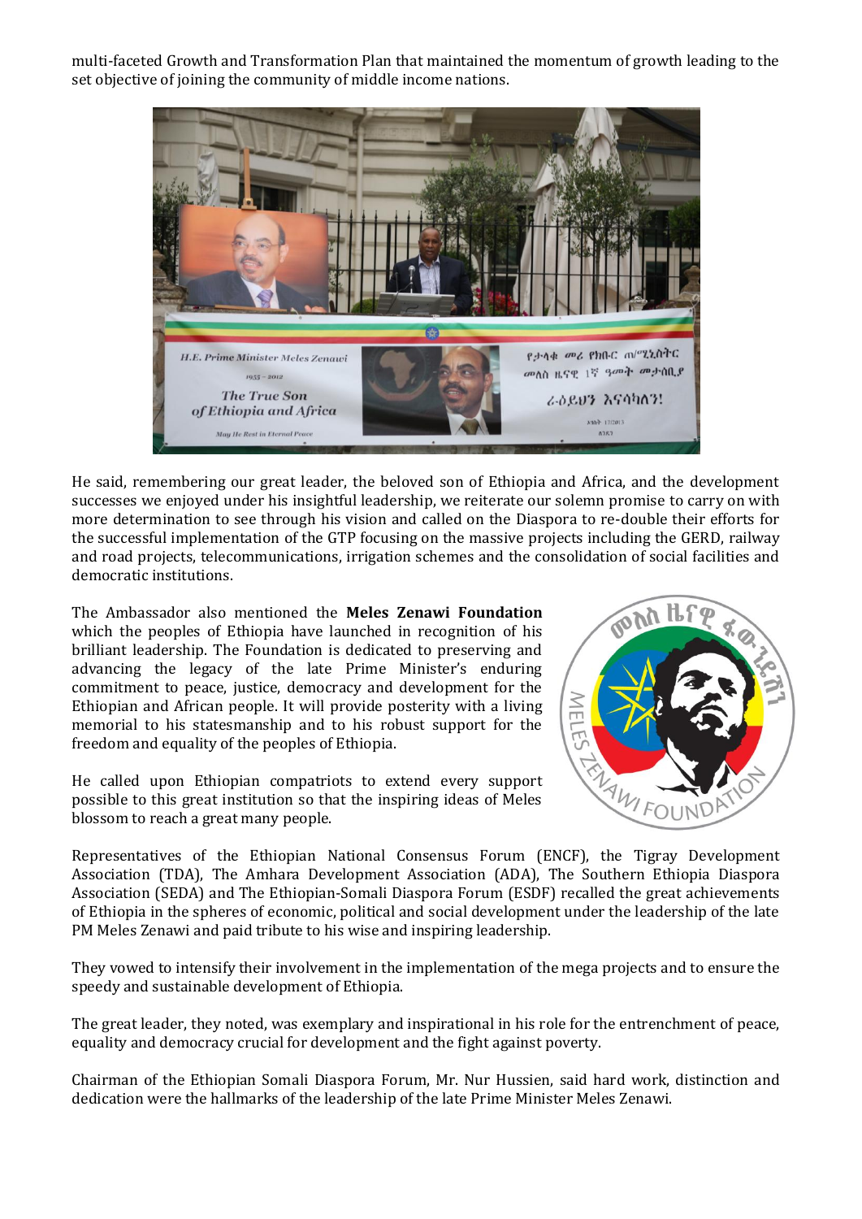multi-faceted Growth and Transformation Plan that maintained the momentum of growth leading to the set objective of joining the community of middle income nations.

He said, remembering our great leader, the beloved son of Ethiopia and Africa, and the development successes we enjoyed under his insightful leadership, we reiterate our solemn promise to carry on with more determination to see through his vision and called on the Diaspora to re-double their efforts for the successful implementation of the GTP focusing on the massive projects including the GERD, railway and road projects, telecommunications, irrigation schemes and the consolidation of social facilities and democratic institutions.

The Ambassador also mentioned the **Meles Zenawi Foundation** which the peoples of Ethiopia have launched in recognition of his brilliant leadership. The Foundation is dedicated to preserving and advancing the legacy of the late Prime Minister's enduring commitment to peace, justice, democracy and development for the Ethiopian and African people. It will provide posterity with a living memorial to his statesmanship and to his robust support for the freedom and equality of the peoples of Ethiopia.

He called upon Ethiopian compatriots to extend every support possible to this great institution so that the inspiring ideas of Meles blossom to reach a great many people.

Representatives of the Ethiopian National Consensus Forum (ENCF), the Tigray Development Association (TDA), The Amhara Development Association (ADA), The Southern Ethiopia Diaspora Association (SEDA) and The Ethiopian-Somali Diaspora Forum (ESDF) recalled the great achievements of Ethiopia in the spheres of economic, political and social development under the leadership of the late PM Meles Zenawi and paid tribute to his wise and inspiring leadership.

They vowed to intensify their involvement in the implementation of the mega projects and to ensure the speedy and sustainable development of Ethiopia.

The great leader, they noted, was exemplary and inspirational in his role for the entrenchment of peace, equality and democracy crucial for development and the fight against poverty.

Chairman of the Ethiopian Somali Diaspora Forum, Mr. Nur Hussien, said hard work, distinction and dedication were the hallmarks of the leadership of the late Prime Minister Meles Zenawi.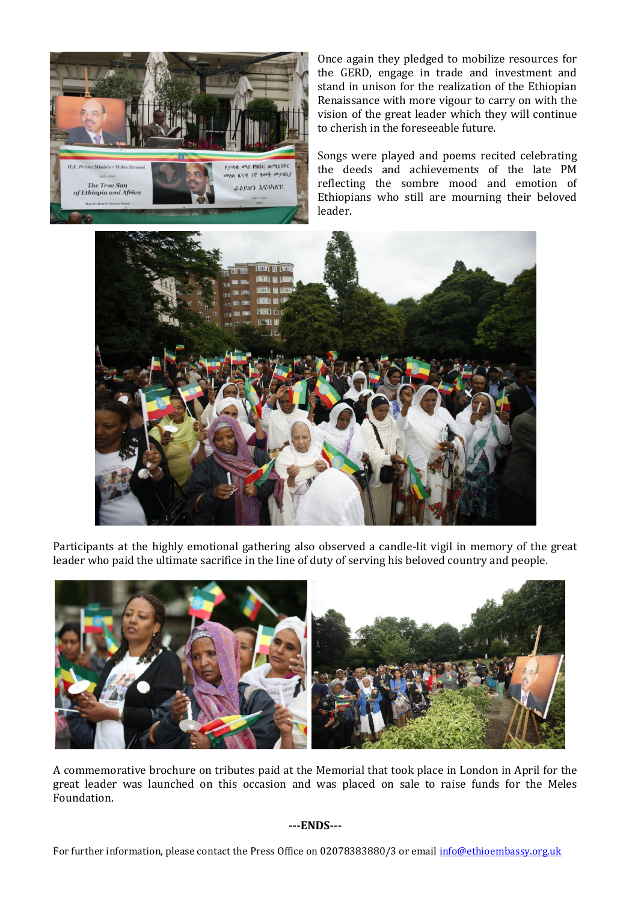Once again they pledged to mobilize resources for the GERD, engage in trade and investment and stand in unison for the realization of the Ethiopian Renaissance with more vigour to carry on with the vision of the great leader which they will continue to cherish in the foreseeable future.

Songs were played and poems recited celebrating the deeds and achievements of the late PM reflecting the sombre mood and emotion of Ethiopians who still are mourning their beloved leader.

Participants at the highly emotional gathering also observed a candle-lit vigil in memory of the great leader who paid the ultimate sacrifice in the line of duty of serving his beloved country and people.

A commemorative brochure on tributes paid at the Memorial that took place in London in April for the great leader was launched on this occasion and was placed on sale to raise funds for the Meles Foundation.

**---ENDS---**

For further information, please contact the Press Office on 02078383880/3 or email info@ethioembassy.org.uk